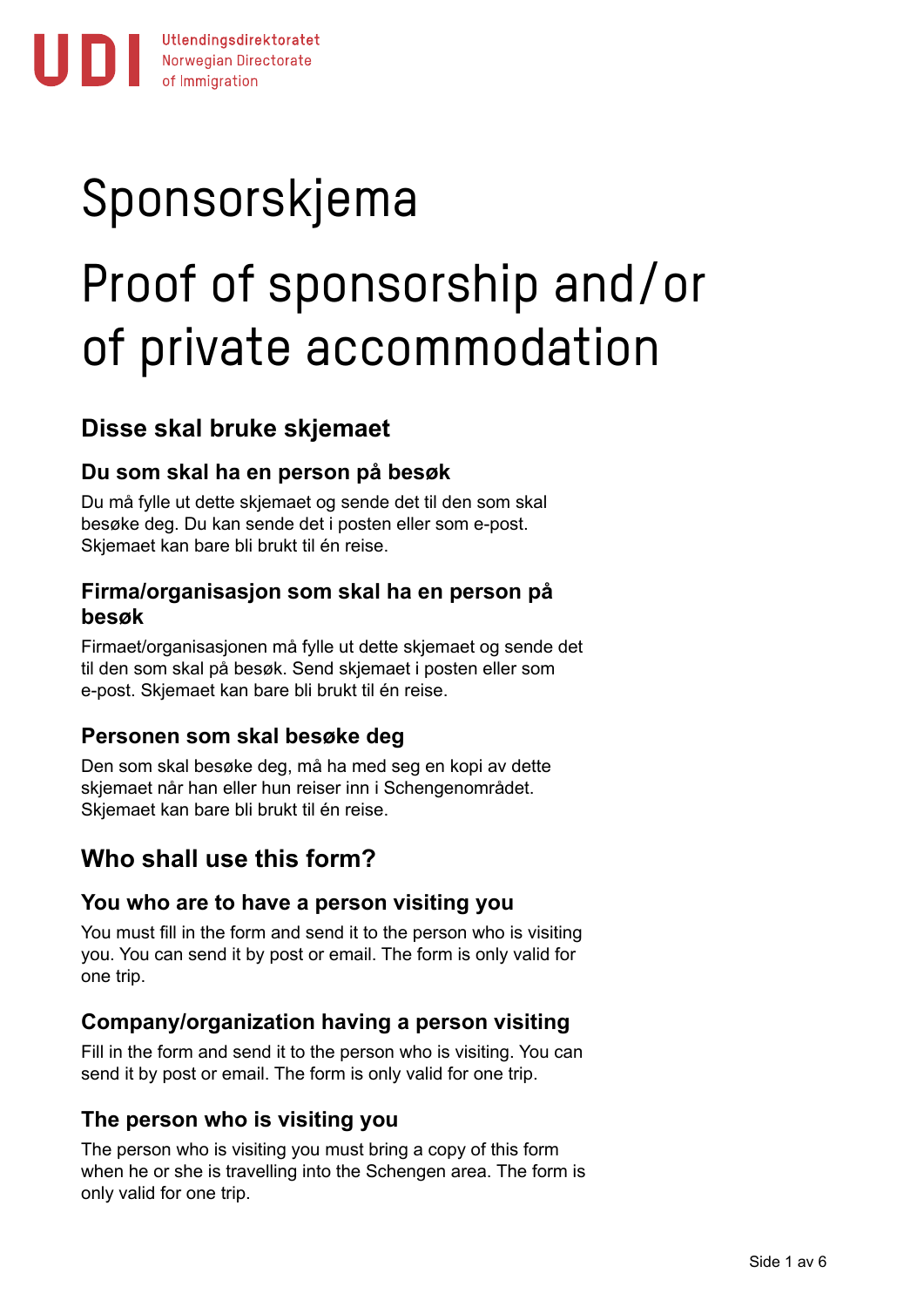Utlendingsdirektoratet
Norwegian Directorate of Immigration

# Sponsorskjema

# Proof of sponsorship and/or of private accommodation

## Disse skal bruke skjemaet

### Du som skal ha en person på besøk

Du må fylle ut dette skjemaet og sende det til den som skal besøke deg. Du kan sende det i posten eller som e-post. Skjemaet kan bare bli brukt til én reise.

### Firma/organisasjon som skal ha en person på besøk

Firmaet/organisasjonen må fylle ut dette skjemaet og sende det til den som skal på besøk. Send skjemaet i posten eller som e-post. Skjemaet kan bare bli brukt til én reise.

### Personen som skal besøke deg

Den som skal besøke deg, må ha med seg en kopi av dette skjemaet når han eller hun reiser inn i Schengenområdet. Skjemaet kan bare bli brukt til én reise.

## Who shall use this form?

### You who are to have a person visiting you

You must fill in the form and send it to the person who is visiting you. You can send it by post or email. The form is only valid for one trip.

### Company/organization having a person visiting

Fill in the form and send it to the person who is visiting. You can send it by post or email. The form is only valid for one trip.

### The person who is visiting you

The person who is visiting you must bring a copy of this form when he or she is travelling into the Schengen area. The form is only valid for one trip.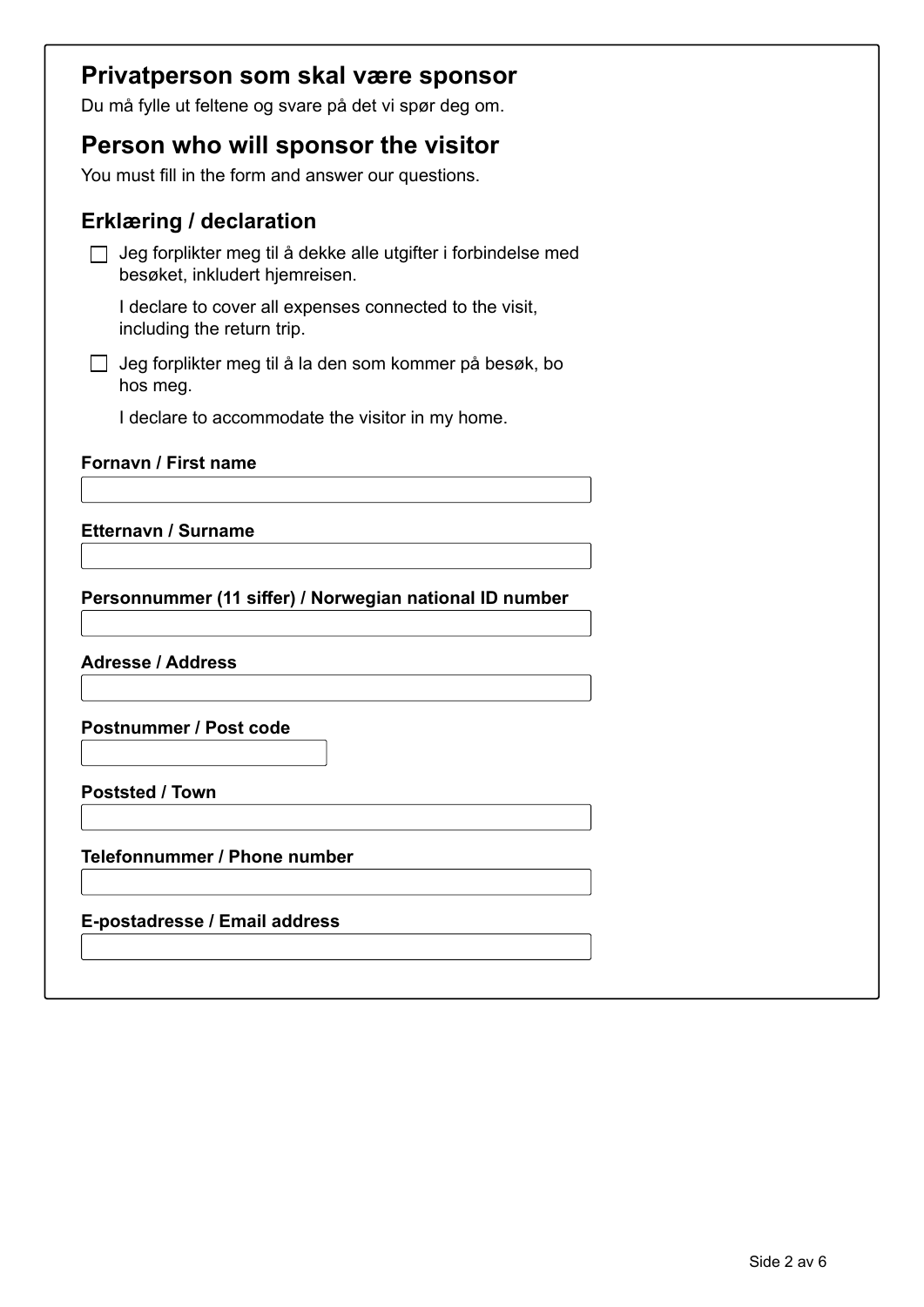## Privatperson som skal være sponsor

Du må fylle ut feltene og svare på det vi spør deg om.

## Person who will sponsor the visitor

You must fill in the form and answer our questions.

### Erklæring / declaration

- [ ] Jeg forplikter meg til å dekke alle utgifter i forbindelse med besøket, inkludert hjemreisen.

  I declare to cover all expenses connected to the visit, including the return trip.

- [ ] Jeg forplikter meg til å la den som kommer på besøk, bo hos meg.

  I declare to accommodate the visitor in my home.

**Fornavn / First name**

**Etternavn / Surname**

**Personnummer (11 siffer) / Norwegian national ID number**

**Adresse / Address**

**Postnummer / Post code**

**Poststed / Town**

**Telefonnummer / Phone number**

**E-postadresse / Email address**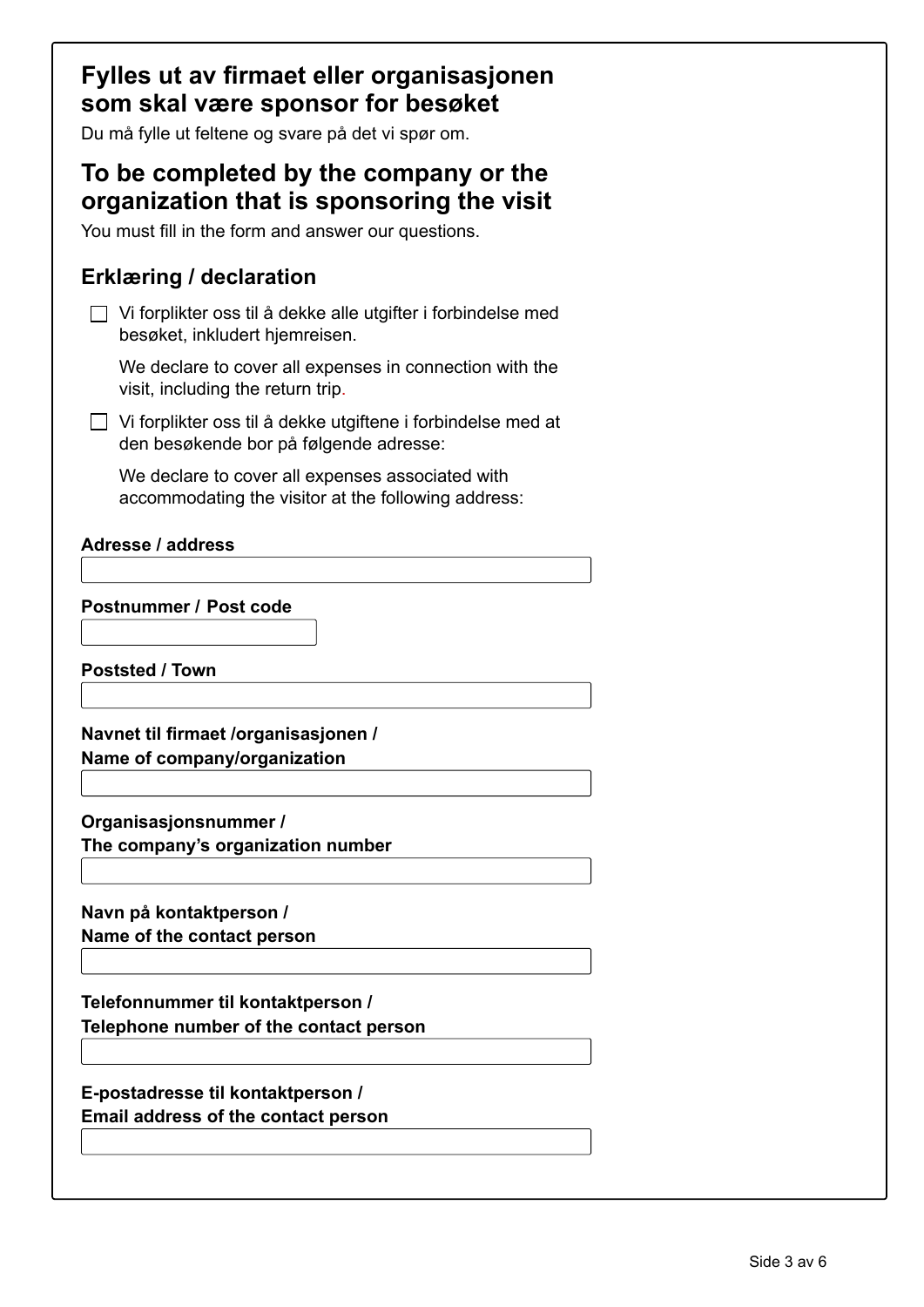## Fylles ut av firmaet eller organisasjonen som skal være sponsor for besøket

Du må fylle ut feltene og svare på det vi spør om.

## To be completed by the company or the organization that is sponsoring the visit

You must fill in the form and answer our questions.

### Erklæring / declaration

- [ ] Vi forplikter oss til å dekke alle utgifter i forbindelse med besøket, inkludert hjemreisen.

  We declare to cover all expenses in connection with the visit, including the return trip.

- [ ] Vi forplikter oss til å dekke utgiftene i forbindelse med at den besøkende bor på følgende adresse:

  We declare to cover all expenses associated with accommodating the visitor at the following address:

**Adresse / address**

**Postnummer / Post code**

**Poststed / Town**

**Navnet til firmaet /organisasjonen / Name of company/organization**

**Organisasjonsnummer / The company's organization number**

**Navn på kontaktperson / Name of the contact person**

**Telefonnummer til kontaktperson / Telephone number of the contact person**

**E-postadresse til kontaktperson / Email address of the contact person**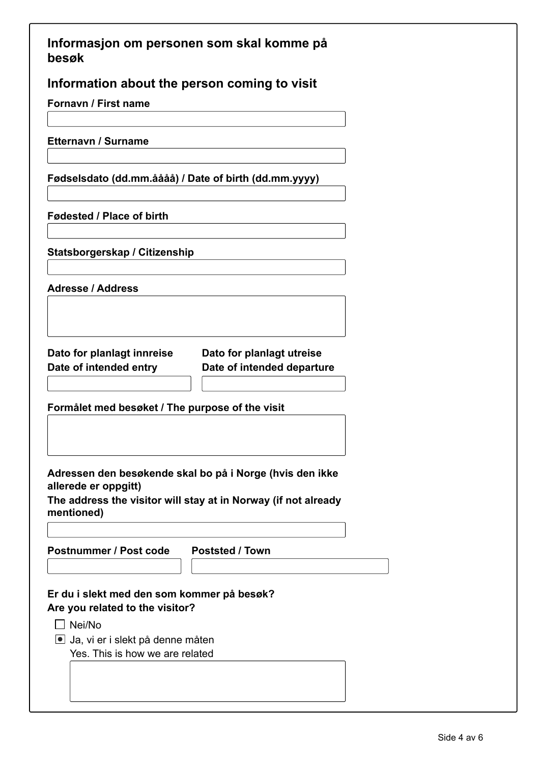## Informasjon om personen som skal komme på besøk

## Information about the person coming to visit

**Fornavn / First name**

**Etternavn / Surname**

**Fødselsdato (dd.mm.åååå) / Date of birth (dd.mm.yyyy)**

**Fødested / Place of birth**

**Statsborgerskap / Citizenship**

**Adresse / Address**

**Dato for planlagt innreise**
**Date of intended entry**

**Dato for planlagt utreise**
**Date of intended departure**

**Formålet med besøket / The purpose of the visit**

**Adressen den besøkende skal bo på i Norge (hvis den ikke allerede er oppgitt)**
**The address the visitor will stay at in Norway (if not already mentioned)**

**Postnummer / Post code**

**Poststed / Town**

**Er du i slekt med den som kommer på besøk?**
**Are you related to the visitor?**

- ☐ Nei/No
- ☒ Ja, vi er i slekt på denne måten
  Yes. This is how we are related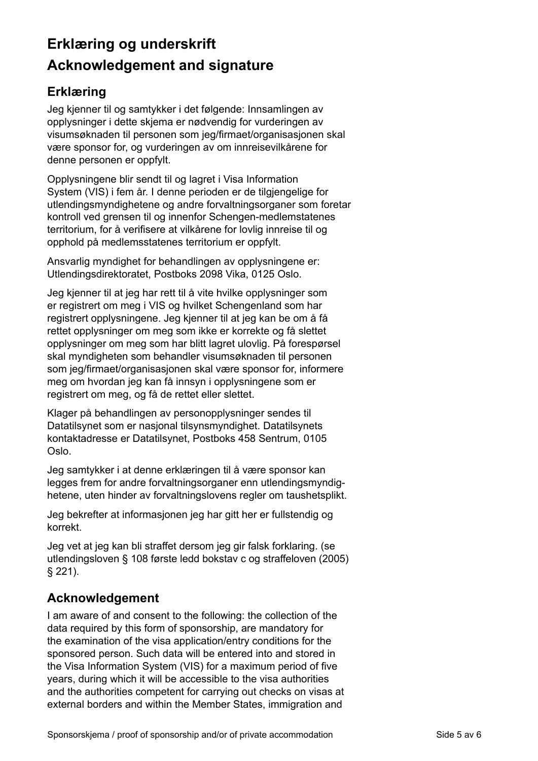# Erklæring og underskrift

# Acknowledgement and signature

## Erklæring

Jeg kjenner til og samtykker i det følgende: Innsamlingen av opplysninger i dette skjema er nødvendig for vurderingen av visumsøknaden til personen som jeg/firmaet/organisasjonen skal være sponsor for, og vurderingen av om innreisevilkårene for denne personen er oppfylt.

Opplysningene blir sendt til og lagret i Visa Information System (VIS) i fem år. I denne perioden er de tilgjengelige for utlendingsmyndighetene og andre forvaltningsorganer som foretar kontroll ved grensen til og innenfor Schengen-medlemstatenes territorium, for å verifisere at vilkårene for lovlig innreise til og opphold på medlemsstatenes territorium er oppfylt.

Ansvarlig myndighet for behandlingen av opplysningene er: Utlendingsdirektoratet, Postboks 2098 Vika, 0125 Oslo.

Jeg kjenner til at jeg har rett til å vite hvilke opplysninger som er registrert om meg i VIS og hvilket Schengenland som har registrert opplysningene. Jeg kjenner til at jeg kan be om å få rettet opplysninger om meg som ikke er korrekte og få slettet opplysninger om meg som har blitt lagret ulovlig. På forespørsel skal myndigheten som behandler visumsøknaden til personen som jeg/firmaet/organisasjonen skal være sponsor for, informere meg om hvordan jeg kan få innsyn i opplysningene som er registrert om meg, og få de rettet eller slettet.

Klager på behandlingen av personopplysninger sendes til Datatilsynet som er nasjonal tilsynsmyndighet. Datatilsynets kontaktadresse er Datatilsynet, Postboks 458 Sentrum, 0105 Oslo.

Jeg samtykker i at denne erklæringen til å være sponsor kan legges frem for andre forvaltningsorganer enn utlendingsmyndighetene, uten hinder av forvaltningslovens regler om taushetsplikt.

Jeg bekrefter at informasjonen jeg har gitt her er fullstendig og korrekt.

Jeg vet at jeg kan bli straffet dersom jeg gir falsk forklaring. (se utlendingsloven § 108 første ledd bokstav c og straffeloven (2005) § 221).

## Acknowledgement

I am aware of and consent to the following: the collection of the data required by this form of sponsorship, are mandatory for the examination of the visa application/entry conditions for the sponsored person. Such data will be entered into and stored in the Visa Information System (VIS) for a maximum period of five years, during which it will be accessible to the visa authorities and the authorities competent for carrying out checks on visas at external borders and within the Member States, immigration and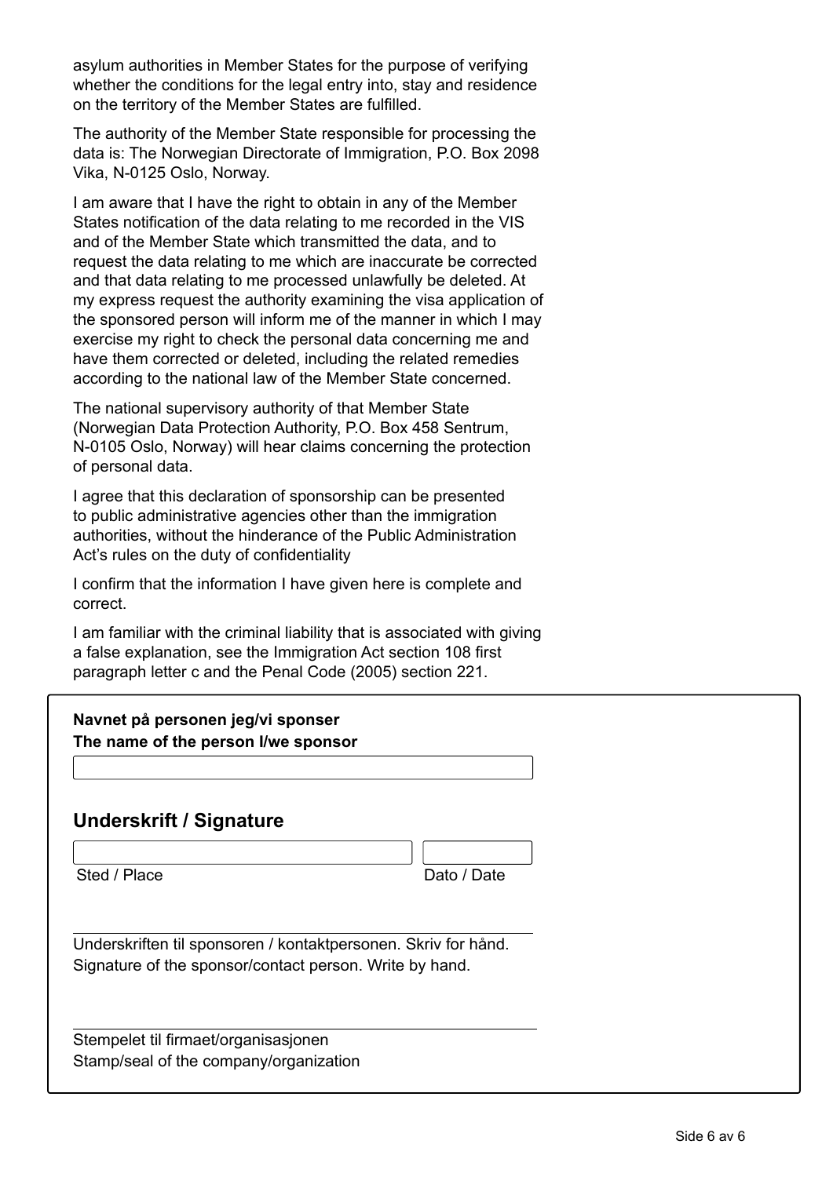asylum authorities in Member States for the purpose of verifying whether the conditions for the legal entry into, stay and residence on the territory of the Member States are fulfilled.

The authority of the Member State responsible for processing the data is: The Norwegian Directorate of Immigration, P.O. Box 2098 Vika, N-0125 Oslo, Norway.

I am aware that I have the right to obtain in any of the Member States notification of the data relating to me recorded in the VIS and of the Member State which transmitted the data, and to request the data relating to me which are inaccurate be corrected and that data relating to me processed unlawfully be deleted. At my express request the authority examining the visa application of the sponsored person will inform me of the manner in which I may exercise my right to check the personal data concerning me and have them corrected or deleted, including the related remedies according to the national law of the Member State concerned.

The national supervisory authority of that Member State (Norwegian Data Protection Authority, P.O. Box 458 Sentrum, N-0105 Oslo, Norway) will hear claims concerning the protection of personal data.

I agree that this declaration of sponsorship can be presented to public administrative agencies other than the immigration authorities, without the hinderance of the Public Administration Act's rules on the duty of confidentiality

I confirm that the information I have given here is complete and correct.

I am familiar with the criminal liability that is associated with giving a false explanation, see the Immigration Act section 108 first paragraph letter c and the Penal Code (2005) section 221.

**Navnet på personen jeg/vi sponser**
**The name of the person I/we sponsor**

## Underskrift / Signature

Sted / Place

Dato / Date

Underskriften til sponsoren / kontaktpersonen. Skriv for hånd.
Signature of the sponsor/contact person. Write by hand.

Stempelet til firmaet/organisasjonen
Stamp/seal of the company/organization